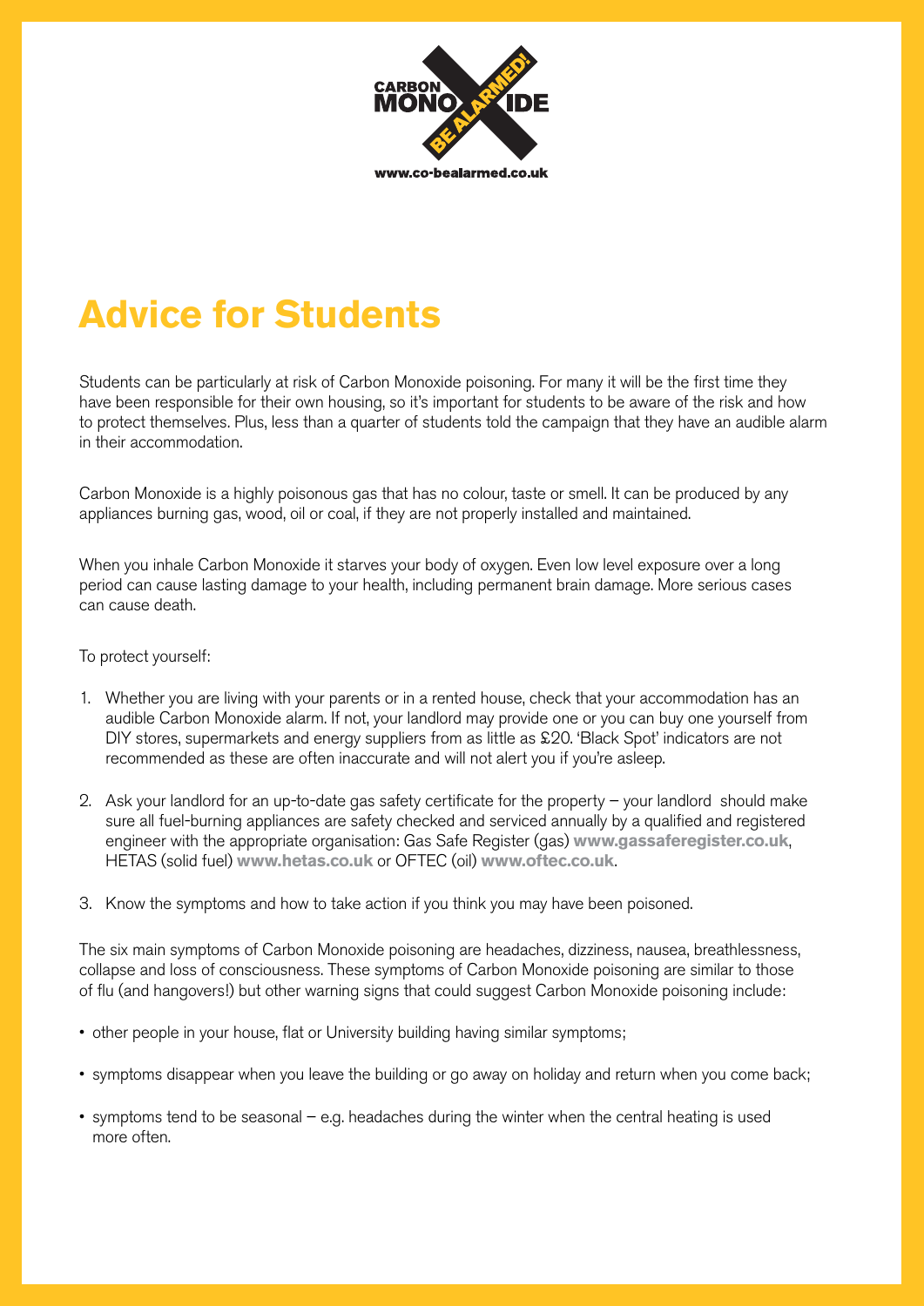CARBON MONOXIDE BE ALARMED!

www.co-bealarmed.co.uk

# Advice for Students

Students can be particularly at risk of Carbon Monoxide poisoning. For many it will be the first time they have been responsible for their own housing, so it's important for students to be aware of the risk and how to protect themselves. Plus, less than a quarter of students told the campaign that they have an audible alarm in their accommodation.

Carbon Monoxide is a highly poisonous gas that has no colour, taste or smell. It can be produced by any appliances burning gas, wood, oil or coal, if they are not properly installed and maintained.

When you inhale Carbon Monoxide it starves your body of oxygen. Even low level exposure over a long period can cause lasting damage to your health, including permanent brain damage. More serious cases can cause death.

To protect yourself:

1. Whether you are living with your parents or in a rented house, check that your accommodation has an audible Carbon Monoxide alarm. If not, your landlord may provide one or you can buy one yourself from DIY stores, supermarkets and energy suppliers from as little as £20. 'Black Spot' indicators are not recommended as these are often inaccurate and will not alert you if you're asleep.
2. Ask your landlord for an up-to-date gas safety certificate for the property – your landlord should make sure all fuel-burning appliances are safety checked and serviced annually by a qualified and registered engineer with the appropriate organisation: Gas Safe Register (gas) **www.gassaferegister.co.uk**, HETAS (solid fuel) **www.hetas.co.uk** or OFTEC (oil) **www.oftec.co.uk**.
3. Know the symptoms and how to take action if you think you may have been poisoned.

The six main symptoms of Carbon Monoxide poisoning are headaches, dizziness, nausea, breathlessness, collapse and loss of consciousness. These symptoms of Carbon Monoxide poisoning are similar to those of flu (and hangovers!) but other warning signs that could suggest Carbon Monoxide poisoning include:

- other people in your house, flat or University building having similar symptoms;
- symptoms disappear when you leave the building or go away on holiday and return when you come back;
- symptoms tend to be seasonal – e.g. headaches during the winter when the central heating is used more often.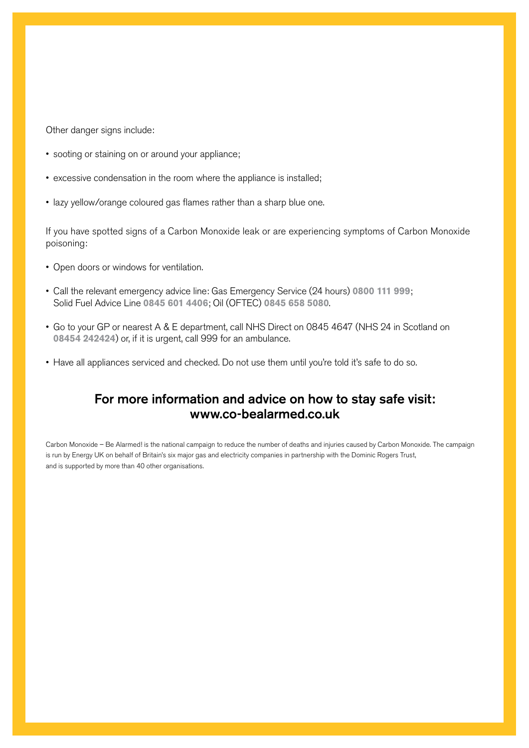Other danger signs include:

- sooting or staining on or around your appliance;
- excessive condensation in the room where the appliance is installed;
- lazy yellow/orange coloured gas flames rather than a sharp blue one.

If you have spotted signs of a Carbon Monoxide leak or are experiencing symptoms of Carbon Monoxide poisoning:

- Open doors or windows for ventilation.
- Call the relevant emergency advice line: Gas Emergency Service (24 hours) **0800 111 999**; Solid Fuel Advice Line **0845 601 4406**; Oil (OFTEC) **0845 658 5080**.
- Go to your GP or nearest A & E department, call NHS Direct on 0845 4647 (NHS 24 in Scotland on **08454 242424**) or, if it is urgent, call 999 for an ambulance.
- Have all appliances serviced and checked. Do not use them until you're told it's safe to do so.

## For more information and advice on how to stay safe visit: www.co-bealarmed.co.uk

Carbon Monoxide – Be Alarmed! is the national campaign to reduce the number of deaths and injuries caused by Carbon Monoxide. The campaign is run by Energy UK on behalf of Britain's six major gas and electricity companies in partnership with the Dominic Rogers Trust, and is supported by more than 40 other organisations.